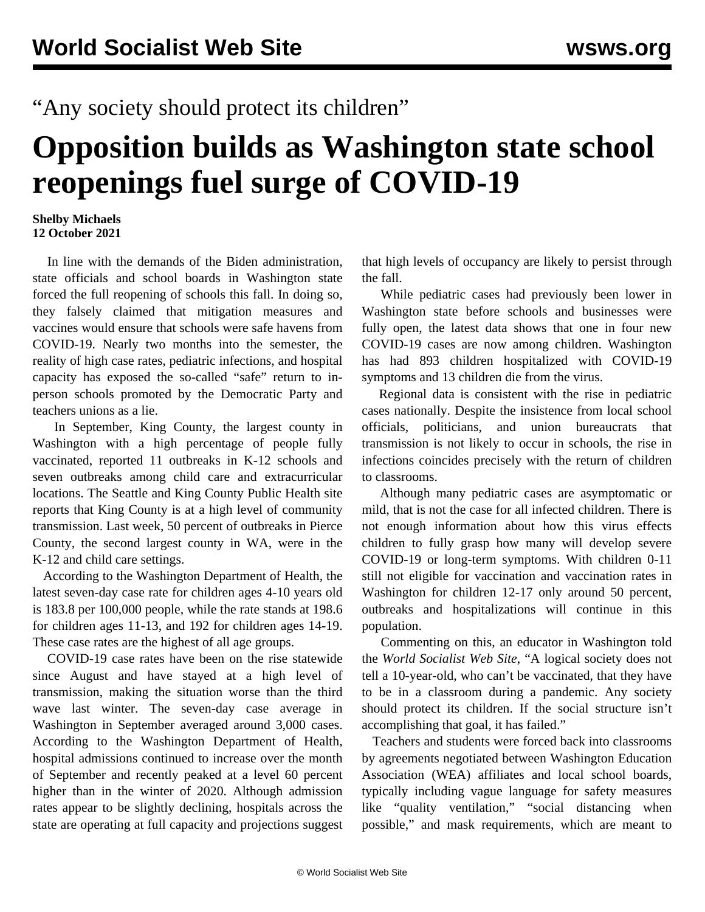“Any society should protect its children”

# Opposition builds as Washington state school reopenings fuel surge of COVID-19

**Shelby Michaels**
**12 October 2021**

In line with the demands of the Biden administration, state officials and school boards in Washington state forced the full reopening of schools this fall. In doing so, they falsely claimed that mitigation measures and vaccines would ensure that schools were safe havens from COVID-19. Nearly two months into the semester, the reality of high case rates, pediatric infections, and hospital capacity has exposed the so-called “safe” return to in-person schools promoted by the Democratic Party and teachers unions as a lie.

In September, King County, the largest county in Washington with a high percentage of people fully vaccinated, reported 11 outbreaks in K-12 schools and seven outbreaks among child care and extracurricular locations. The Seattle and King County Public Health site reports that King County is at a high level of community transmission. Last week, 50 percent of outbreaks in Pierce County, the second largest county in WA, were in the K-12 and child care settings.

According to the Washington Department of Health, the latest seven-day case rate for children ages 4-10 years old is 183.8 per 100,000 people, while the rate stands at 198.6 for children ages 11-13, and 192 for children ages 14-19. These case rates are the highest of all age groups.

COVID-19 case rates have been on the rise statewide since August and have stayed at a high level of transmission, making the situation worse than the third wave last winter. The seven-day case average in Washington in September averaged around 3,000 cases. According to the Washington Department of Health, hospital admissions continued to increase over the month of September and recently peaked at a level 60 percent higher than in the winter of 2020. Although admission rates appear to be slightly declining, hospitals across the state are operating at full capacity and projections suggest that high levels of occupancy are likely to persist through the fall.

While pediatric cases had previously been lower in Washington state before schools and businesses were fully open, the latest data shows that one in four new COVID-19 cases are now among children. Washington has had 893 children hospitalized with COVID-19 symptoms and 13 children die from the virus.

Regional data is consistent with the rise in pediatric cases nationally. Despite the insistence from local school officials, politicians, and union bureaucrats that transmission is not likely to occur in schools, the rise in infections coincides precisely with the return of children to classrooms.

Although many pediatric cases are asymptomatic or mild, that is not the case for all infected children. There is not enough information about how this virus effects children to fully grasp how many will develop severe COVID-19 or long-term symptoms. With children 0-11 still not eligible for vaccination and vaccination rates in Washington for children 12-17 only around 50 percent, outbreaks and hospitalizations will continue in this population.

Commenting on this, an educator in Washington told the *World Socialist Web Site*, “A logical society does not tell a 10-year-old, who can’t be vaccinated, that they have to be in a classroom during a pandemic. Any society should protect its children. If the social structure isn’t accomplishing that goal, it has failed.”

Teachers and students were forced back into classrooms by agreements negotiated between Washington Education Association (WEA) affiliates and local school boards, typically including vague language for safety measures like “quality ventilation,” “social distancing when possible,” and mask requirements, which are meant to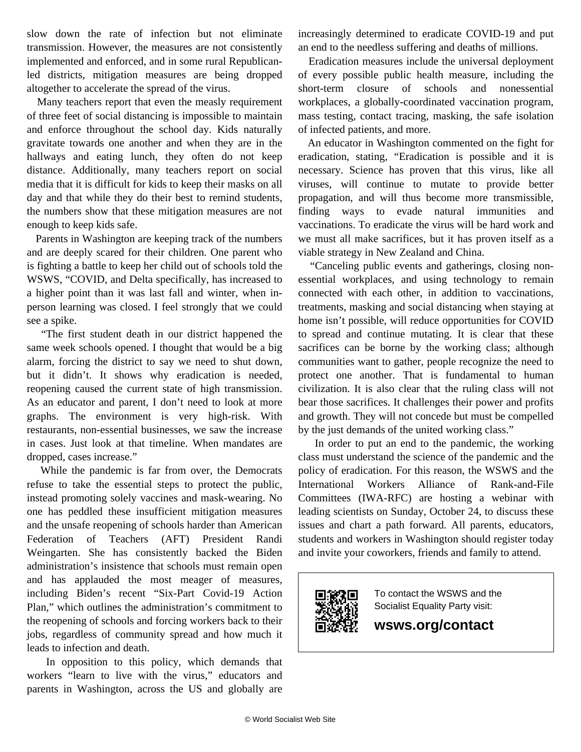slow down the rate of infection but not eliminate transmission. However, the measures are not consistently implemented and enforced, and in some rural Republican-led districts, mitigation measures are being dropped altogether to accelerate the spread of the virus.

Many teachers report that even the measly requirement of three feet of social distancing is impossible to maintain and enforce throughout the school day. Kids naturally gravitate towards one another and when they are in the hallways and eating lunch, they often do not keep distance. Additionally, many teachers report on social media that it is difficult for kids to keep their masks on all day and that while they do their best to remind students, the numbers show that these mitigation measures are not enough to keep kids safe.

Parents in Washington are keeping track of the numbers and are deeply scared for their children. One parent who is fighting a battle to keep her child out of schools told the WSWS, "COVID, and Delta specifically, has increased to a higher point than it was last fall and winter, when in-person learning was closed. I feel strongly that we could see a spike.

"The first student death in our district happened the same week schools opened. I thought that would be a big alarm, forcing the district to say we need to shut down, but it didn't. It shows why eradication is needed, reopening caused the current state of high transmission. As an educator and parent, I don't need to look at more graphs. The environment is very high-risk. With restaurants, non-essential businesses, we saw the increase in cases. Just look at that timeline. When mandates are dropped, cases increase."

While the pandemic is far from over, the Democrats refuse to take the essential steps to protect the public, instead promoting solely vaccines and mask-wearing. No one has peddled these insufficient mitigation measures and the unsafe reopening of schools harder than American Federation of Teachers (AFT) President Randi Weingarten. She has consistently backed the Biden administration's insistence that schools must remain open and has applauded the most meager of measures, including Biden's recent "Six-Part Covid-19 Action Plan," which outlines the administration's commitment to the reopening of schools and forcing workers back to their jobs, regardless of community spread and how much it leads to infection and death.

In opposition to this policy, which demands that workers "learn to live with the virus," educators and parents in Washington, across the US and globally are increasingly determined to eradicate COVID-19 and put an end to the needless suffering and deaths of millions.

Eradication measures include the universal deployment of every possible public health measure, including the short-term closure of schools and nonessential workplaces, a globally-coordinated vaccination program, mass testing, contact tracing, masking, the safe isolation of infected patients, and more.

An educator in Washington commented on the fight for eradication, stating, "Eradication is possible and it is necessary. Science has proven that this virus, like all viruses, will continue to mutate to provide better propagation, and will thus become more transmissible, finding ways to evade natural immunities and vaccinations. To eradicate the virus will be hard work and we must all make sacrifices, but it has proven itself as a viable strategy in New Zealand and China.

"Canceling public events and gatherings, closing non-essential workplaces, and using technology to remain connected with each other, in addition to vaccinations, treatments, masking and social distancing when staying at home isn't possible, will reduce opportunities for COVID to spread and continue mutating. It is clear that these sacrifices can be borne by the working class; although communities want to gather, people recognize the need to protect one another. That is fundamental to human civilization. It is also clear that the ruling class will not bear those sacrifices. It challenges their power and profits and growth. They will not concede but must be compelled by the just demands of the united working class."

In order to put an end to the pandemic, the working class must understand the science of the pandemic and the policy of eradication. For this reason, the WSWS and the International Workers Alliance of Rank-and-File Committees (IWA-RFC) are hosting a webinar with leading scientists on Sunday, October 24, to discuss these issues and chart a path forward. All parents, educators, students and workers in Washington should register today and invite your coworkers, friends and family to attend.

To contact the WSWS and the Socialist Equality Party visit:

**wsws.org/contact**